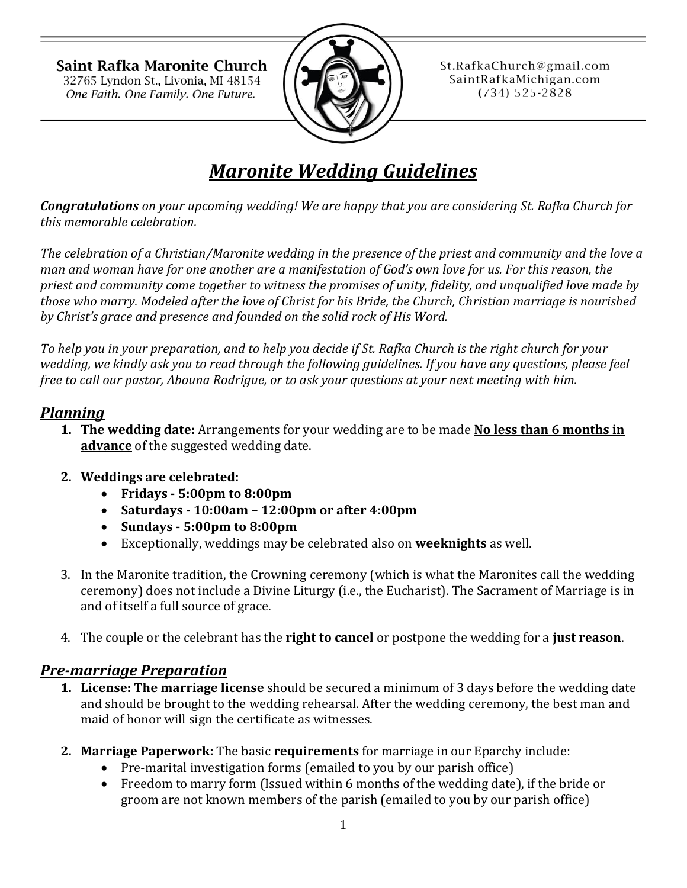**Saint Rafka Maronite Church**
32765 Lyndon St., Livonia, MI 48154
*One Faith. One Family. One Future.*

St.RafkaChurch@gmail.com
SaintRafkaMichigan.com
(734) 525-2828

# *Maronite Wedding Guidelines*

***Congratulations** on your upcoming wedding! We are happy that you are considering St. Rafka Church for this memorable celebration.*

*The celebration of a Christian/Maronite wedding in the presence of the priest and community and the love a man and woman have for one another are a manifestation of God's own love for us. For this reason, the priest and community come together to witness the promises of unity, fidelity, and unqualified love made by those who marry. Modeled after the love of Christ for his Bride, the Church, Christian marriage is nourished by Christ's grace and presence and founded on the solid rock of His Word.*

*To help you in your preparation, and to help you decide if St. Rafka Church is the right church for your wedding, we kindly ask you to read through the following guidelines. If you have any questions, please feel free to call our pastor, Abouna Rodrigue, or to ask your questions at your next meeting with him.*

## *Planning*

1. **The wedding date:** Arrangements for your wedding are to be made **No less than 6 months in advance** of the suggested wedding date.

2. **Weddings are celebrated:**
   - **Fridays - 5:00pm to 8:00pm**
   - **Saturdays - 10:00am – 12:00pm or after 4:00pm**
   - **Sundays - 5:00pm to 8:00pm**
   - Exceptionally, weddings may be celebrated also on **weeknights** as well.

3. In the Maronite tradition, the Crowning ceremony (which is what the Maronites call the wedding ceremony) does not include a Divine Liturgy (i.e., the Eucharist). The Sacrament of Marriage is in and of itself a full source of grace.

4. The couple or the celebrant has the **right to cancel** or postpone the wedding for a **just reason**.

## *Pre-marriage Preparation*

1. **License: The marriage license** should be secured a minimum of 3 days before the wedding date and should be brought to the wedding rehearsal. After the wedding ceremony, the best man and maid of honor will sign the certificate as witnesses.

2. **Marriage Paperwork:** The basic **requirements** for marriage in our Eparchy include:
   - Pre-marital investigation forms (emailed to you by our parish office)
   - Freedom to marry form (Issued within 6 months of the wedding date), if the bride or groom are not known members of the parish (emailed to you by our parish office)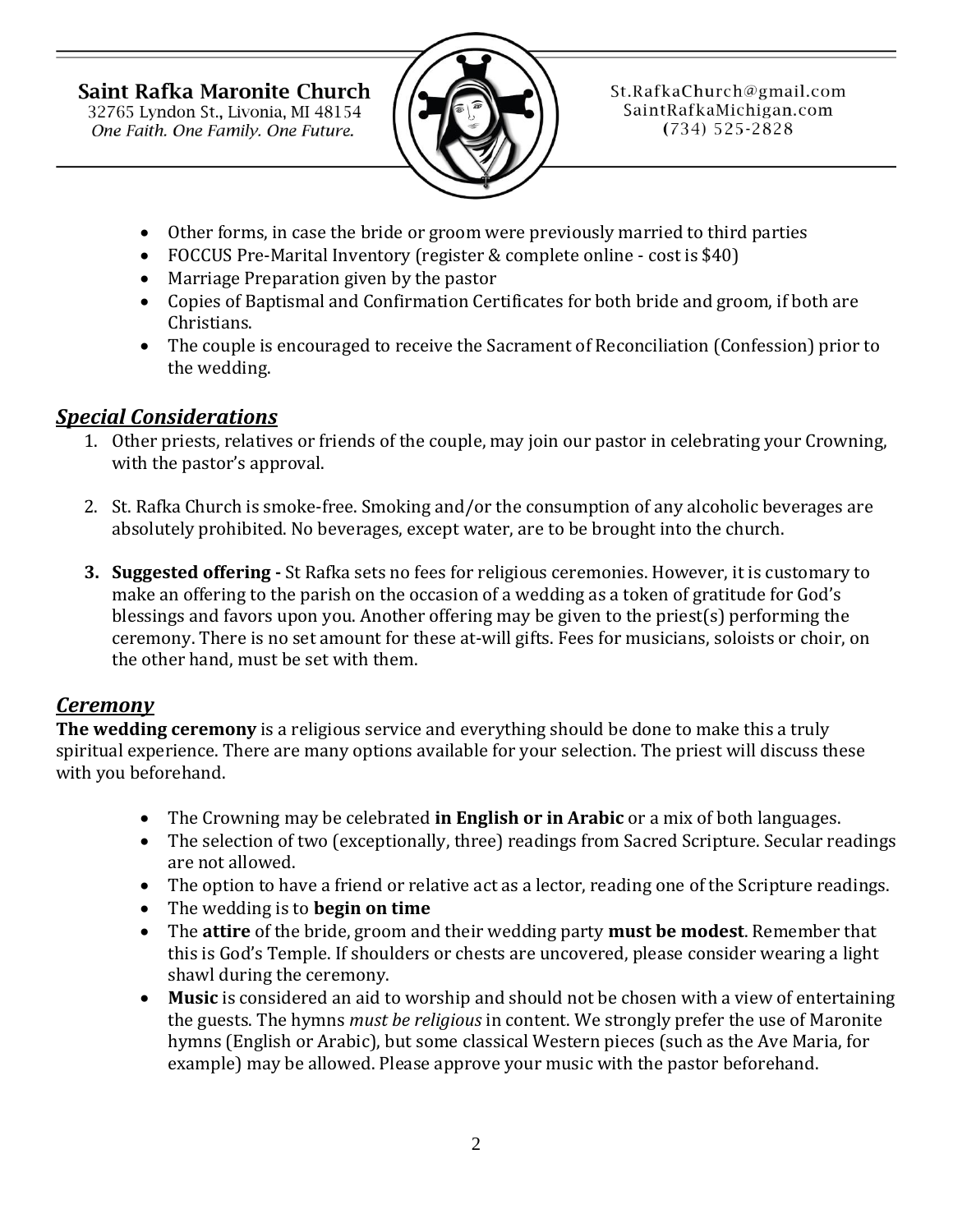- Other forms, in case the bride or groom were previously married to third parties
- FOCCUS Pre-Marital Inventory (register & complete online - cost is $40)
- Marriage Preparation given by the pastor
- Copies of Baptismal and Confirmation Certificates for both bride and groom, if both are Christians.
- The couple is encouraged to receive the Sacrament of Reconciliation (Confession) prior to the wedding.

## ***Special Considerations***

1. Other priests, relatives or friends of the couple, may join our pastor in celebrating your Crowning, with the pastor's approval.

2. St. Rafka Church is smoke-free. Smoking and/or the consumption of any alcoholic beverages are absolutely prohibited. No beverages, except water, are to be brought into the church.

3. **Suggested offering -** St Rafka sets no fees for religious ceremonies. However, it is customary to make an offering to the parish on the occasion of a wedding as a token of gratitude for God's blessings and favors upon you. Another offering may be given to the priest(s) performing the ceremony. There is no set amount for these at-will gifts. Fees for musicians, soloists or choir, on the other hand, must be set with them.

## ***Ceremony***

**The wedding ceremony** is a religious service and everything should be done to make this a truly spiritual experience. There are many options available for your selection. The priest will discuss these with you beforehand.

- The Crowning may be celebrated **in English or in Arabic** or a mix of both languages.
- The selection of two (exceptionally, three) readings from Sacred Scripture. Secular readings are not allowed.
- The option to have a friend or relative act as a lector, reading one of the Scripture readings.
- The wedding is to **begin on time**
- The **attire** of the bride, groom and their wedding party **must be modest**. Remember that this is God's Temple. If shoulders or chests are uncovered, please consider wearing a light shawl during the ceremony.
- **Music** is considered an aid to worship and should not be chosen with a view of entertaining the guests. The hymns *must be religious* in content. We strongly prefer the use of Maronite hymns (English or Arabic), but some classical Western pieces (such as the Ave Maria, for example) may be allowed. Please approve your music with the pastor beforehand.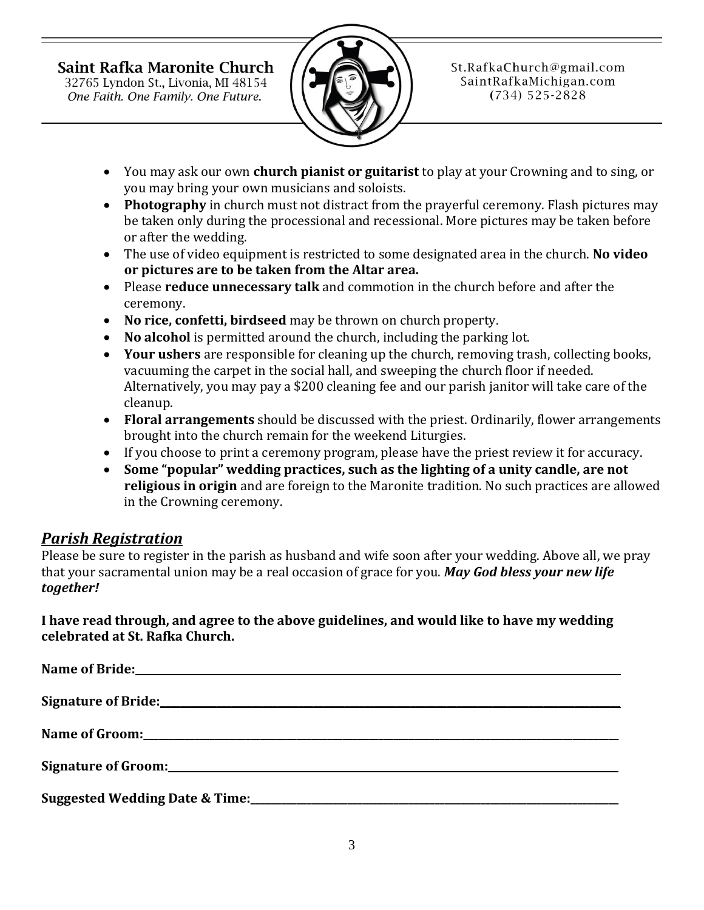- You may ask our own **church pianist or guitarist** to play at your Crowning and to sing, or you may bring your own musicians and soloists.
- **Photography** in church must not distract from the prayerful ceremony. Flash pictures may be taken only during the processional and recessional. More pictures may be taken before or after the wedding.
- The use of video equipment is restricted to some designated area in the church. **No video or pictures are to be taken from the Altar area.**
- Please **reduce unnecessary talk** and commotion in the church before and after the ceremony.
- **No rice, confetti, birdseed** may be thrown on church property.
- **No alcohol** is permitted around the church, including the parking lot.
- **Your ushers** are responsible for cleaning up the church, removing trash, collecting books, vacuuming the carpet in the social hall, and sweeping the church floor if needed. Alternatively, you may pay a $200 cleaning fee and our parish janitor will take care of the cleanup.
- **Floral arrangements** should be discussed with the priest. Ordinarily, flower arrangements brought into the church remain for the weekend Liturgies.
- If you choose to print a ceremony program, please have the priest review it for accuracy.
- **Some "popular" wedding practices, such as the lighting of a unity candle, are not religious in origin** and are foreign to the Maronite tradition. No such practices are allowed in the Crowning ceremony.

## ***Parish Registration***

Please be sure to register in the parish as husband and wife soon after your wedding. Above all, we pray that your sacramental union may be a real occasion of grace for you. ***May God bless your new life together!***

**I have read through, and agree to the above guidelines, and would like to have my wedding celebrated at St. Rafka Church.**

**Name of Bride:**\_\_\_\_\_\_\_\_\_\_\_\_\_\_\_\_\_\_\_\_\_\_\_\_\_\_\_\_\_\_\_\_\_\_\_\_\_\_\_\_

**Signature of Bride:**\_\_\_\_\_\_\_\_\_\_\_\_\_\_\_\_\_\_\_\_\_\_\_\_\_\_\_\_\_\_\_\_\_\_\_\_\_\_\_\_

**Name of Groom:**\_\_\_\_\_\_\_\_\_\_\_\_\_\_\_\_\_\_\_\_\_\_\_\_\_\_\_\_\_\_\_\_\_\_\_\_\_\_\_\_

**Signature of Groom:**\_\_\_\_\_\_\_\_\_\_\_\_\_\_\_\_\_\_\_\_\_\_\_\_\_\_\_\_\_\_\_\_\_\_\_\_\_\_\_\_

**Suggested Wedding Date & Time:**\_\_\_\_\_\_\_\_\_\_\_\_\_\_\_\_\_\_\_\_\_\_\_\_\_\_\_\_\_\_\_\_\_\_\_\_\_\_\_\_